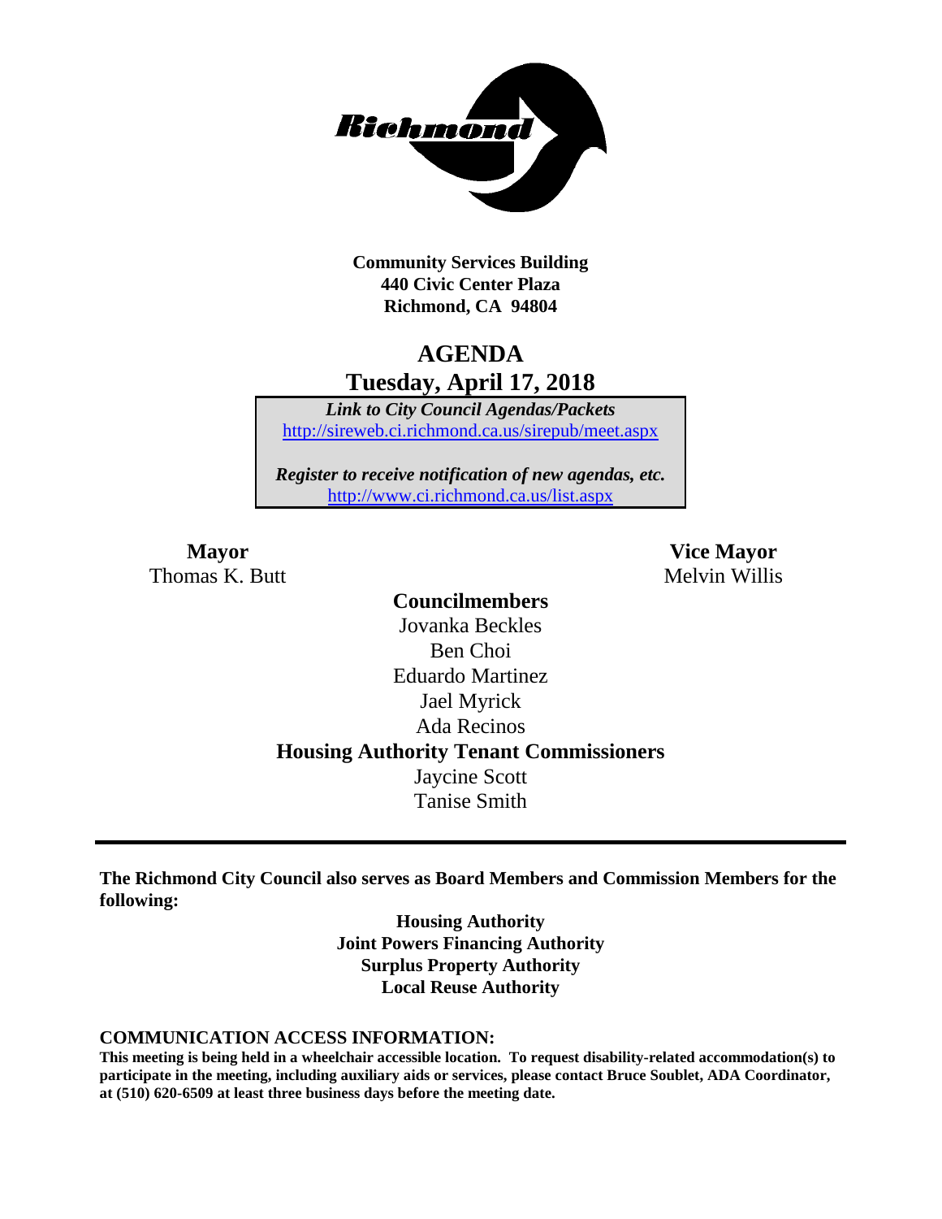**Community Services Building**
**440 Civic Center Plaza**
**Richmond, CA 94804**

# AGENDA
## Tuesday, April 17, 2018

***Link to City Council Agendas/Packets***
http://sireweb.ci.richmond.ca.us/sirepub/meet.aspx

***Register to receive notification of new agendas, etc.***
http://www.ci.richmond.ca.us/list.aspx

**Mayor**
Thomas K. Butt

**Vice Mayor**
Melvin Willis

**Councilmembers**
Jovanka Beckles
Ben Choi
Eduardo Martinez
Jael Myrick
Ada Recinos

**Housing Authority Tenant Commissioners**
Jaycine Scott
Tanise Smith

---

**The Richmond City Council also serves as Board Members and Commission Members for the following:**

**Housing Authority**
**Joint Powers Financing Authority**
**Surplus Property Authority**
**Local Reuse Authority**

**COMMUNICATION ACCESS INFORMATION:**

**This meeting is being held in a wheelchair accessible location. To request disability-related accommodation(s) to participate in the meeting, including auxiliary aids or services, please contact Bruce Soublet, ADA Coordinator, at (510) 620-6509 at least three business days before the meeting date.**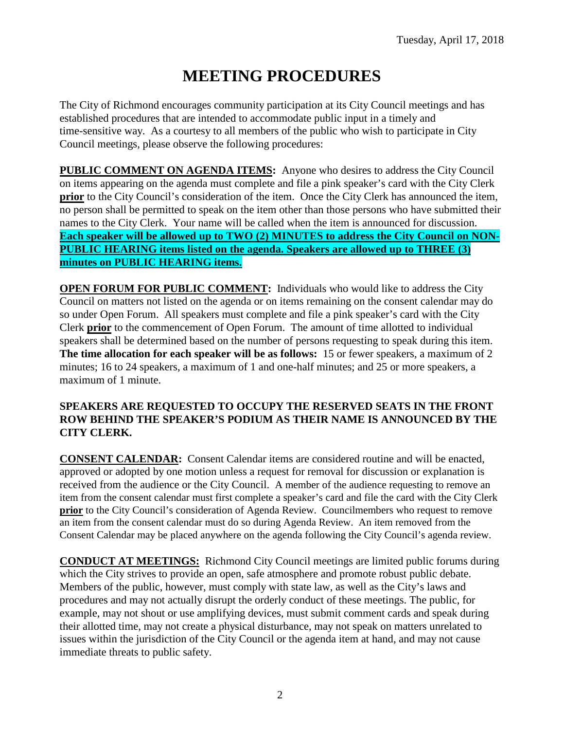# MEETING PROCEDURES

The City of Richmond encourages community participation at its City Council meetings and has established procedures that are intended to accommodate public input in a timely and time-sensitive way. As a courtesy to all members of the public who wish to participate in City Council meetings, please observe the following procedures:

**PUBLIC COMMENT ON AGENDA ITEMS:** Anyone who desires to address the City Council on items appearing on the agenda must complete and file a pink speaker's card with the City Clerk **prior** to the City Council's consideration of the item. Once the City Clerk has announced the item, no person shall be permitted to speak on the item other than those persons who have submitted their names to the City Clerk. Your name will be called when the item is announced for discussion. **Each speaker will be allowed up to TWO (2) MINUTES to address the City Council on NON-PUBLIC HEARING items listed on the agenda. Speakers are allowed up to THREE (3) minutes on PUBLIC HEARING items.**

**OPEN FORUM FOR PUBLIC COMMENT:** Individuals who would like to address the City Council on matters not listed on the agenda or on items remaining on the consent calendar may do so under Open Forum. All speakers must complete and file a pink speaker's card with the City Clerk **prior** to the commencement of Open Forum. The amount of time allotted to individual speakers shall be determined based on the number of persons requesting to speak during this item. **The time allocation for each speaker will be as follows:** 15 or fewer speakers, a maximum of 2 minutes; 16 to 24 speakers, a maximum of 1 and one-half minutes; and 25 or more speakers, a maximum of 1 minute.

**SPEAKERS ARE REQUESTED TO OCCUPY THE RESERVED SEATS IN THE FRONT ROW BEHIND THE SPEAKER'S PODIUM AS THEIR NAME IS ANNOUNCED BY THE CITY CLERK.**

**CONSENT CALENDAR:** Consent Calendar items are considered routine and will be enacted, approved or adopted by one motion unless a request for removal for discussion or explanation is received from the audience or the City Council. A member of the audience requesting to remove an item from the consent calendar must first complete a speaker's card and file the card with the City Clerk **prior** to the City Council's consideration of Agenda Review. Councilmembers who request to remove an item from the consent calendar must do so during Agenda Review. An item removed from the Consent Calendar may be placed anywhere on the agenda following the City Council's agenda review.

**CONDUCT AT MEETINGS:** Richmond City Council meetings are limited public forums during which the City strives to provide an open, safe atmosphere and promote robust public debate. Members of the public, however, must comply with state law, as well as the City's laws and procedures and may not actually disrupt the orderly conduct of these meetings. The public, for example, may not shout or use amplifying devices, must submit comment cards and speak during their allotted time, may not create a physical disturbance, may not speak on matters unrelated to issues within the jurisdiction of the City Council or the agenda item at hand, and may not cause immediate threats to public safety.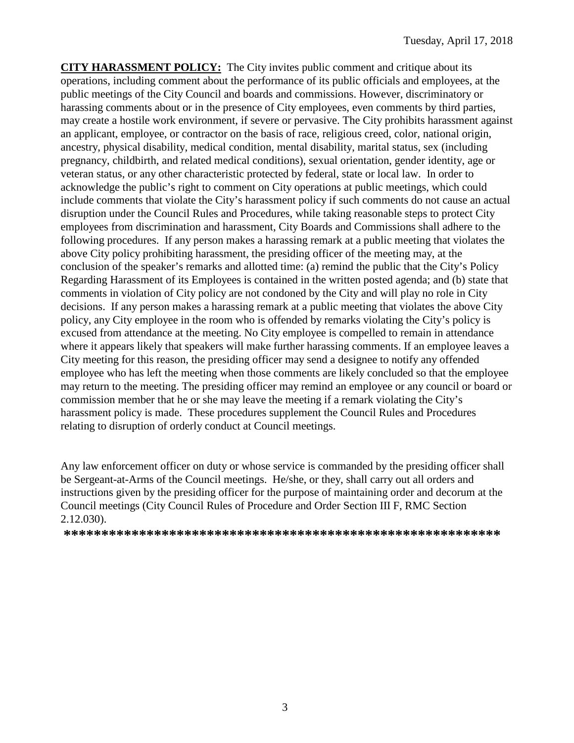**CITY HARASSMENT POLICY:** The City invites public comment and critique about its operations, including comment about the performance of its public officials and employees, at the public meetings of the City Council and boards and commissions. However, discriminatory or harassing comments about or in the presence of City employees, even comments by third parties, may create a hostile work environment, if severe or pervasive. The City prohibits harassment against an applicant, employee, or contractor on the basis of race, religious creed, color, national origin, ancestry, physical disability, medical condition, mental disability, marital status, sex (including pregnancy, childbirth, and related medical conditions), sexual orientation, gender identity, age or veteran status, or any other characteristic protected by federal, state or local law. In order to acknowledge the public's right to comment on City operations at public meetings, which could include comments that violate the City's harassment policy if such comments do not cause an actual disruption under the Council Rules and Procedures, while taking reasonable steps to protect City employees from discrimination and harassment, City Boards and Commissions shall adhere to the following procedures. If any person makes a harassing remark at a public meeting that violates the above City policy prohibiting harassment, the presiding officer of the meeting may, at the conclusion of the speaker's remarks and allotted time: (a) remind the public that the City's Policy Regarding Harassment of its Employees is contained in the written posted agenda; and (b) state that comments in violation of City policy are not condoned by the City and will play no role in City decisions. If any person makes a harassing remark at a public meeting that violates the above City policy, any City employee in the room who is offended by remarks violating the City's policy is excused from attendance at the meeting. No City employee is compelled to remain in attendance where it appears likely that speakers will make further harassing comments. If an employee leaves a City meeting for this reason, the presiding officer may send a designee to notify any offended employee who has left the meeting when those comments are likely concluded so that the employee may return to the meeting. The presiding officer may remind an employee or any council or board or commission member that he or she may leave the meeting if a remark violating the City's harassment policy is made. These procedures supplement the Council Rules and Procedures relating to disruption of orderly conduct at Council meetings.

Any law enforcement officer on duty or whose service is commanded by the presiding officer shall be Sergeant-at-Arms of the Council meetings. He/she, or they, shall carry out all orders and instructions given by the presiding officer for the purpose of maintaining order and decorum at the Council meetings (City Council Rules of Procedure and Order Section III F, RMC Section 2.12.030).

**********************************************************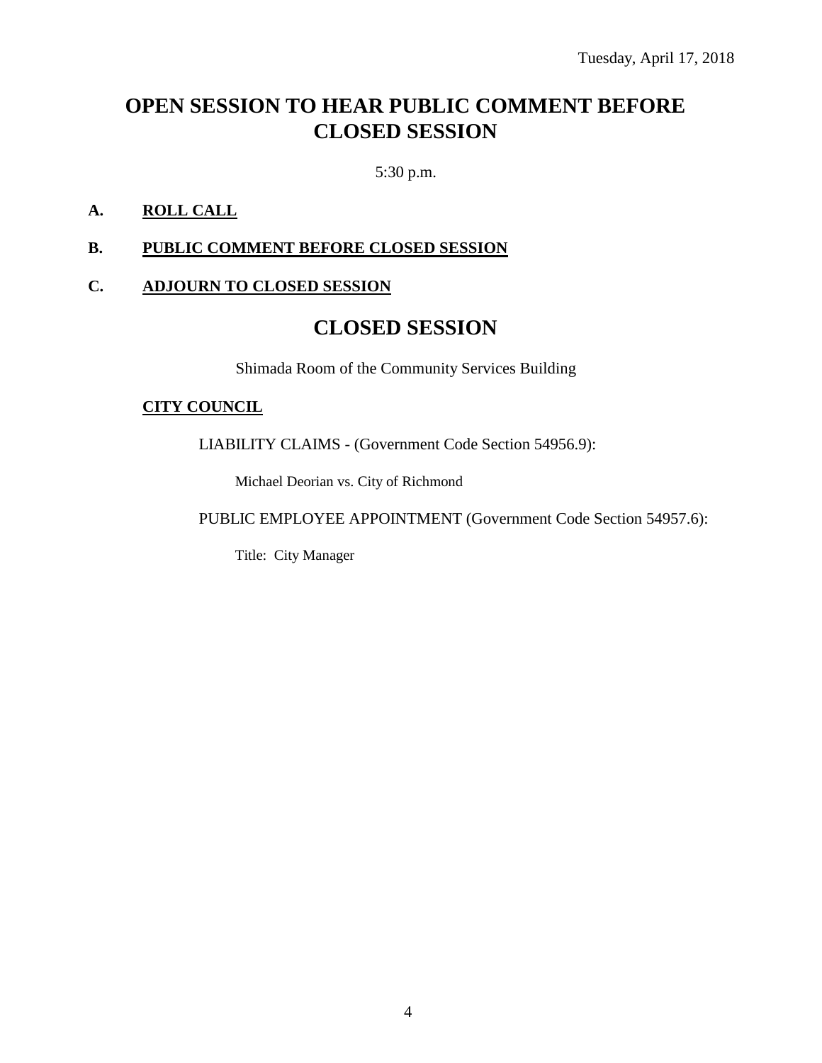Tuesday, April 17, 2018

# OPEN SESSION TO HEAR PUBLIC COMMENT BEFORE CLOSED SESSION

5:30 p.m.

**A. ROLL CALL**

**B. PUBLIC COMMENT BEFORE CLOSED SESSION**

**C. ADJOURN TO CLOSED SESSION**

# CLOSED SESSION

Shimada Room of the Community Services Building

**CITY COUNCIL**

LIABILITY CLAIMS - (Government Code Section 54956.9):

Michael Deorian vs. City of Richmond

PUBLIC EMPLOYEE APPOINTMENT (Government Code Section 54957.6):

Title: City Manager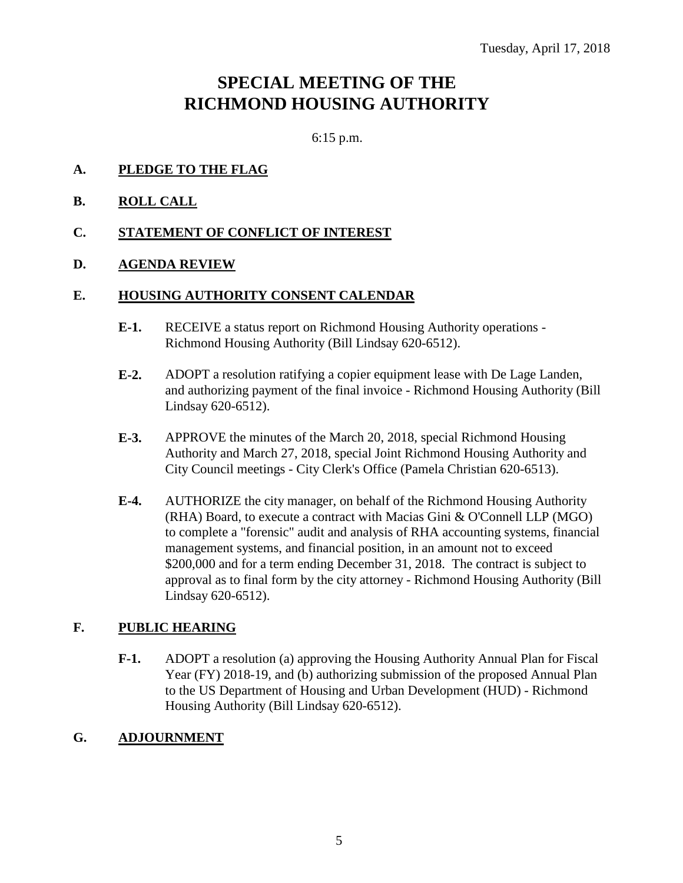Tuesday, April 17, 2018

# SPECIAL MEETING OF THE RICHMOND HOUSING AUTHORITY

6:15 p.m.

**A. PLEDGE TO THE FLAG**

**B. ROLL CALL**

**C. STATEMENT OF CONFLICT OF INTEREST**

**D. AGENDA REVIEW**

**E. HOUSING AUTHORITY CONSENT CALENDAR**

**E-1.** RECEIVE a status report on Richmond Housing Authority operations - Richmond Housing Authority (Bill Lindsay 620-6512).

**E-2.** ADOPT a resolution ratifying a copier equipment lease with De Lage Landen, and authorizing payment of the final invoice - Richmond Housing Authority (Bill Lindsay 620-6512).

**E-3.** APPROVE the minutes of the March 20, 2018, special Richmond Housing Authority and March 27, 2018, special Joint Richmond Housing Authority and City Council meetings - City Clerk's Office (Pamela Christian 620-6513).

**E-4.** AUTHORIZE the city manager, on behalf of the Richmond Housing Authority (RHA) Board, to execute a contract with Macias Gini & O'Connell LLP (MGO) to complete a "forensic" audit and analysis of RHA accounting systems, financial management systems, and financial position, in an amount not to exceed $200,000 and for a term ending December 31, 2018. The contract is subject to approval as to final form by the city attorney - Richmond Housing Authority (Bill Lindsay 620-6512).

**F. PUBLIC HEARING**

**F-1.** ADOPT a resolution (a) approving the Housing Authority Annual Plan for Fiscal Year (FY) 2018-19, and (b) authorizing submission of the proposed Annual Plan to the US Department of Housing and Urban Development (HUD) - Richmond Housing Authority (Bill Lindsay 620-6512).

**G. ADJOURNMENT**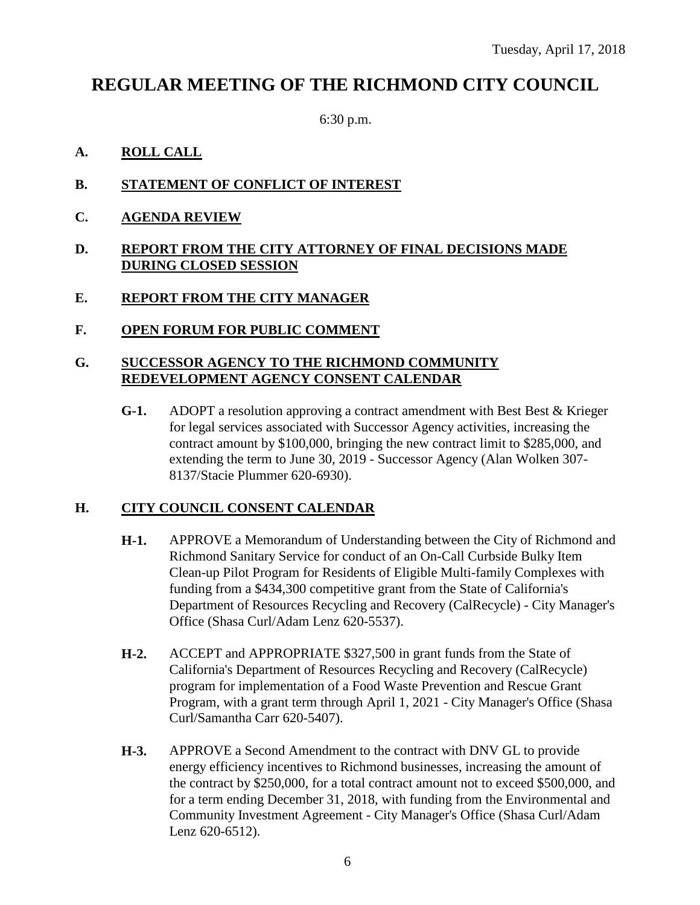Tuesday, April 17, 2018

# REGULAR MEETING OF THE RICHMOND CITY COUNCIL

6:30 p.m.

**A. ROLL CALL**

**B. STATEMENT OF CONFLICT OF INTEREST**

**C. AGENDA REVIEW**

**D. REPORT FROM THE CITY ATTORNEY OF FINAL DECISIONS MADE DURING CLOSED SESSION**

**E. REPORT FROM THE CITY MANAGER**

**F. OPEN FORUM FOR PUBLIC COMMENT**

**G. SUCCESSOR AGENCY TO THE RICHMOND COMMUNITY REDEVELOPMENT AGENCY CONSENT CALENDAR**

**G-1.** ADOPT a resolution approving a contract amendment with Best Best & Krieger for legal services associated with Successor Agency activities, increasing the contract amount by $100,000, bringing the new contract limit to $285,000, and extending the term to June 30, 2019 - Successor Agency (Alan Wolken 307-8137/Stacie Plummer 620-6930).

**H. CITY COUNCIL CONSENT CALENDAR**

**H-1.** APPROVE a Memorandum of Understanding between the City of Richmond and Richmond Sanitary Service for conduct of an On-Call Curbside Bulky Item Clean-up Pilot Program for Residents of Eligible Multi-family Complexes with funding from a $434,300 competitive grant from the State of California's Department of Resources Recycling and Recovery (CalRecycle) - City Manager's Office (Shasa Curl/Adam Lenz 620-5537).

**H-2.** ACCEPT and APPROPRIATE $327,500 in grant funds from the State of California's Department of Resources Recycling and Recovery (CalRecycle) program for implementation of a Food Waste Prevention and Rescue Grant Program, with a grant term through April 1, 2021 - City Manager's Office (Shasa Curl/Samantha Carr 620-5407).

**H-3.** APPROVE a Second Amendment to the contract with DNV GL to provide energy efficiency incentives to Richmond businesses, increasing the amount of the contract by $250,000, for a total contract amount not to exceed $500,000, and for a term ending December 31, 2018, with funding from the Environmental and Community Investment Agreement - City Manager's Office (Shasa Curl/Adam Lenz 620-6512).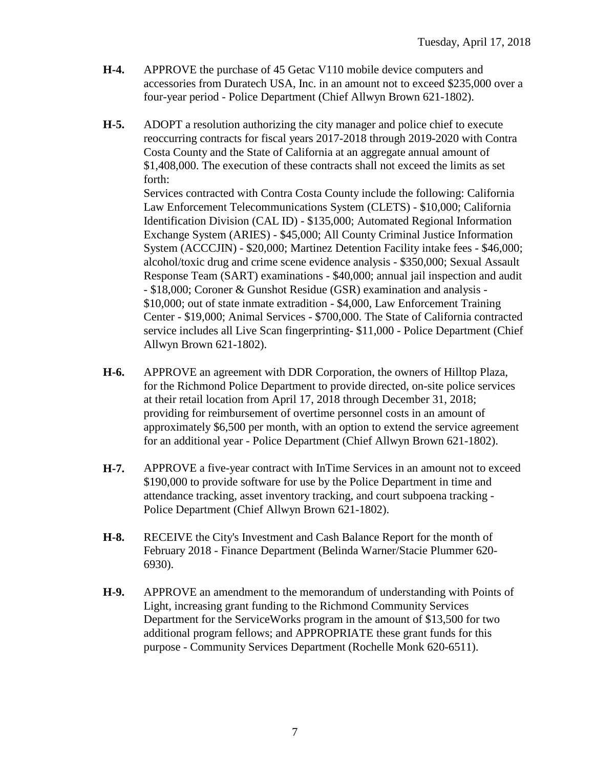**H-4.** APPROVE the purchase of 45 Getac V110 mobile device computers and accessories from Duratech USA, Inc. in an amount not to exceed $235,000 over a four-year period - Police Department (Chief Allwyn Brown 621-1802).

**H-5.** ADOPT a resolution authorizing the city manager and police chief to execute reoccurring contracts for fiscal years 2017-2018 through 2019-2020 with Contra Costa County and the State of California at an aggregate annual amount of $1,408,000. The execution of these contracts shall not exceed the limits as set forth:
Services contracted with Contra Costa County include the following: California Law Enforcement Telecommunications System (CLETS) - $10,000; California Identification Division (CAL ID) - $135,000; Automated Regional Information Exchange System (ARIES) - $45,000; All County Criminal Justice Information System (ACCCJIN) - $20,000; Martinez Detention Facility intake fees - $46,000; alcohol/toxic drug and crime scene evidence analysis - $350,000; Sexual Assault Response Team (SART) examinations - $40,000; annual jail inspection and audit - $18,000; Coroner & Gunshot Residue (GSR) examination and analysis - $10,000; out of state inmate extradition - $4,000, Law Enforcement Training Center - $19,000; Animal Services - $700,000. The State of California contracted service includes all Live Scan fingerprinting- $11,000 - Police Department (Chief Allwyn Brown 621-1802).

**H-6.** APPROVE an agreement with DDR Corporation, the owners of Hilltop Plaza, for the Richmond Police Department to provide directed, on-site police services at their retail location from April 17, 2018 through December 31, 2018; providing for reimbursement of overtime personnel costs in an amount of approximately $6,500 per month, with an option to extend the service agreement for an additional year - Police Department (Chief Allwyn Brown 621-1802).

**H-7.** APPROVE a five-year contract with InTime Services in an amount not to exceed $190,000 to provide software for use by the Police Department in time and attendance tracking, asset inventory tracking, and court subpoena tracking - Police Department (Chief Allwyn Brown 621-1802).

**H-8.** RECEIVE the City's Investment and Cash Balance Report for the month of February 2018 - Finance Department (Belinda Warner/Stacie Plummer 620-6930).

**H-9.** APPROVE an amendment to the memorandum of understanding with Points of Light, increasing grant funding to the Richmond Community Services Department for the ServiceWorks program in the amount of $13,500 for two additional program fellows; and APPROPRIATE these grant funds for this purpose - Community Services Department (Rochelle Monk 620-6511).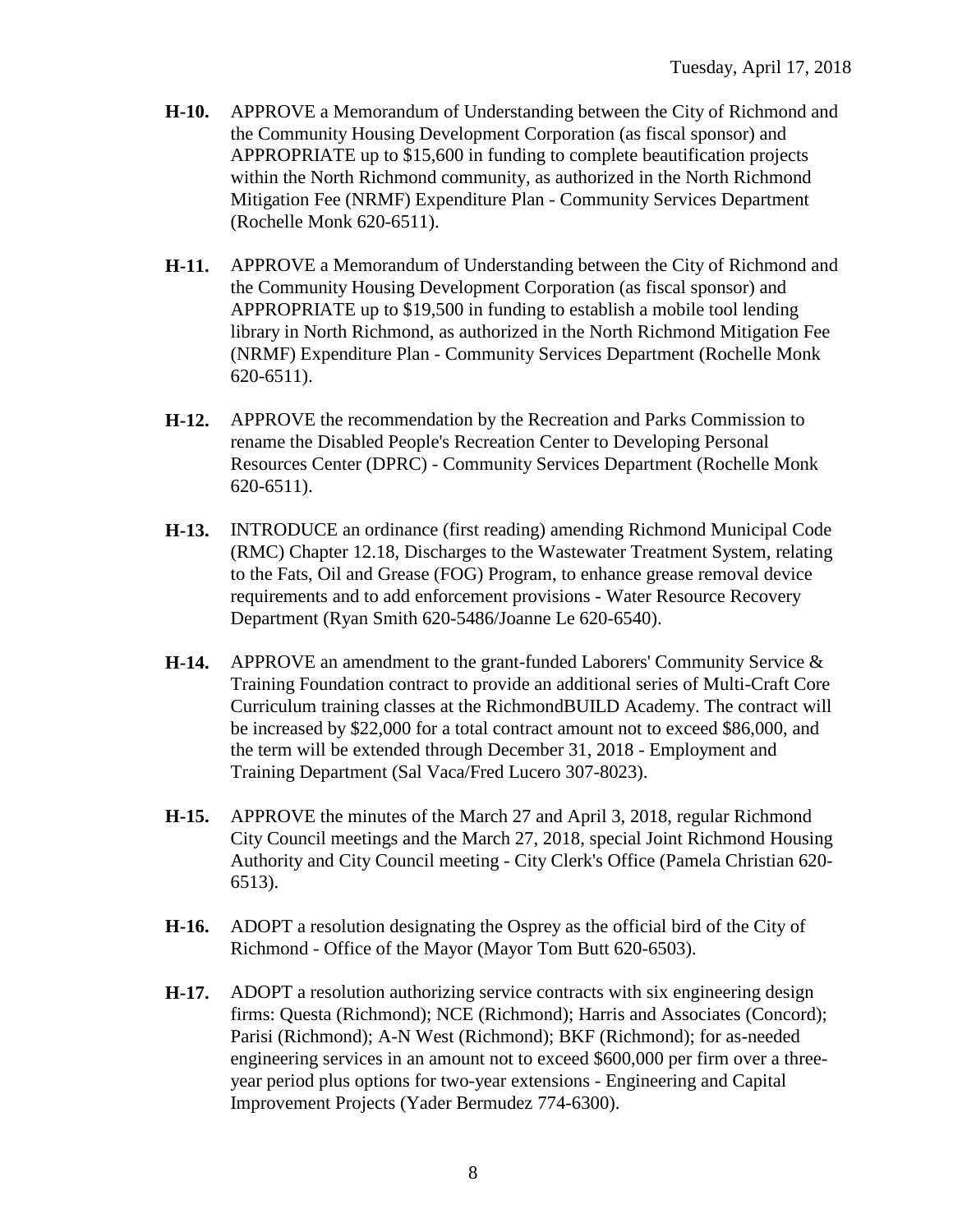**H-10.** APPROVE a Memorandum of Understanding between the City of Richmond and the Community Housing Development Corporation (as fiscal sponsor) and APPROPRIATE up to $15,600 in funding to complete beautification projects within the North Richmond community, as authorized in the North Richmond Mitigation Fee (NRMF) Expenditure Plan - Community Services Department (Rochelle Monk 620-6511).

**H-11.** APPROVE a Memorandum of Understanding between the City of Richmond and the Community Housing Development Corporation (as fiscal sponsor) and APPROPRIATE up to $19,500 in funding to establish a mobile tool lending library in North Richmond, as authorized in the North Richmond Mitigation Fee (NRMF) Expenditure Plan - Community Services Department (Rochelle Monk 620-6511).

**H-12.** APPROVE the recommendation by the Recreation and Parks Commission to rename the Disabled People's Recreation Center to Developing Personal Resources Center (DPRC) - Community Services Department (Rochelle Monk 620-6511).

**H-13.** INTRODUCE an ordinance (first reading) amending Richmond Municipal Code (RMC) Chapter 12.18, Discharges to the Wastewater Treatment System, relating to the Fats, Oil and Grease (FOG) Program, to enhance grease removal device requirements and to add enforcement provisions - Water Resource Recovery Department (Ryan Smith 620-5486/Joanne Le 620-6540).

**H-14.** APPROVE an amendment to the grant-funded Laborers' Community Service & Training Foundation contract to provide an additional series of Multi-Craft Core Curriculum training classes at the RichmondBUILD Academy. The contract will be increased by $22,000 for a total contract amount not to exceed $86,000, and the term will be extended through December 31, 2018 - Employment and Training Department (Sal Vaca/Fred Lucero 307-8023).

**H-15.** APPROVE the minutes of the March 27 and April 3, 2018, regular Richmond City Council meetings and the March 27, 2018, special Joint Richmond Housing Authority and City Council meeting - City Clerk's Office (Pamela Christian 620-6513).

**H-16.** ADOPT a resolution designating the Osprey as the official bird of the City of Richmond - Office of the Mayor (Mayor Tom Butt 620-6503).

**H-17.** ADOPT a resolution authorizing service contracts with six engineering design firms: Questa (Richmond); NCE (Richmond); Harris and Associates (Concord); Parisi (Richmond); A-N West (Richmond); BKF (Richmond); for as-needed engineering services in an amount not to exceed $600,000 per firm over a three-year period plus options for two-year extensions - Engineering and Capital Improvement Projects (Yader Bermudez 774-6300).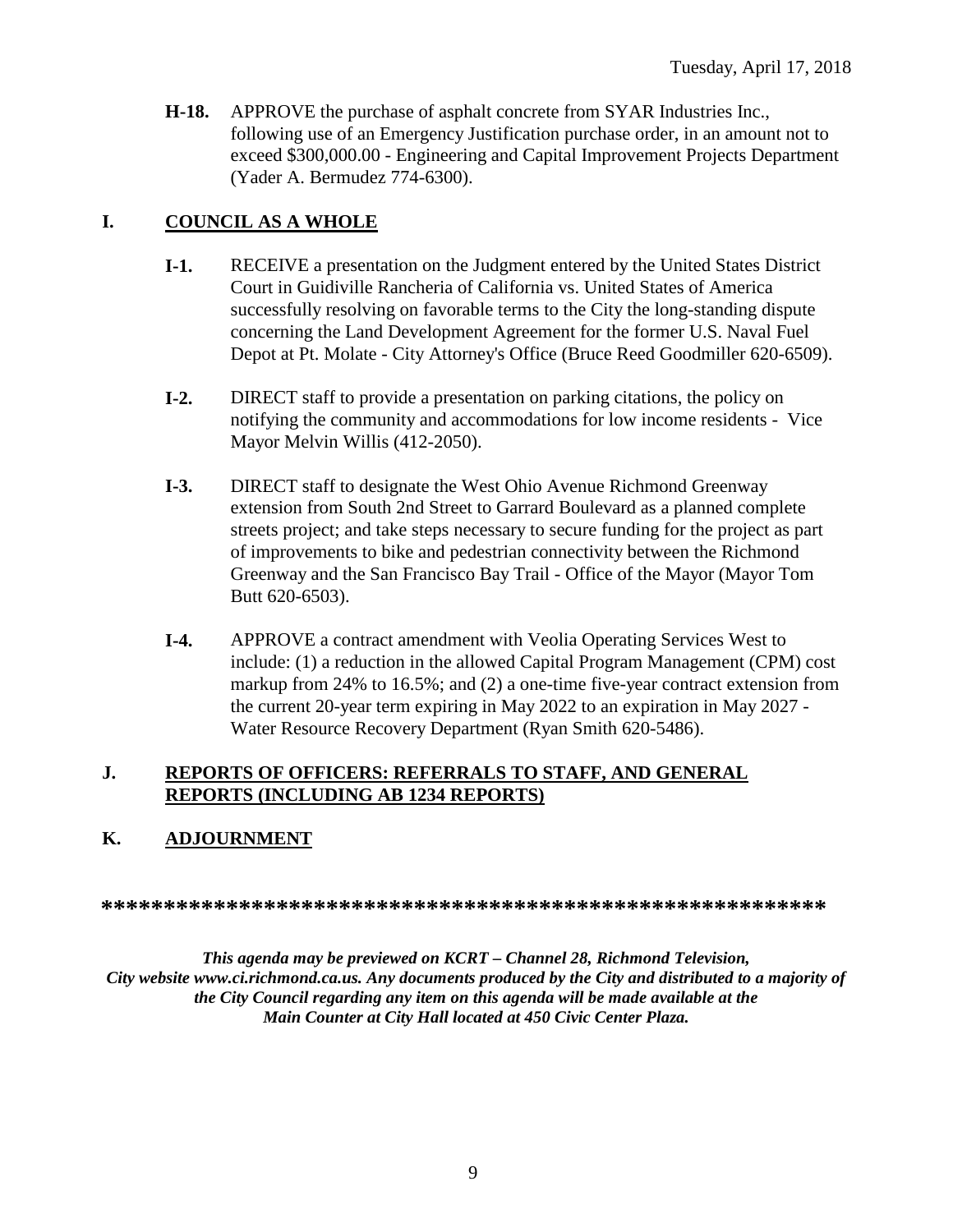**H-18.** APPROVE the purchase of asphalt concrete from SYAR Industries Inc., following use of an Emergency Justification purchase order, in an amount not to exceed $300,000.00 - Engineering and Capital Improvement Projects Department (Yader A. Bermudez 774-6300).

## I. COUNCIL AS A WHOLE

**I-1.** RECEIVE a presentation on the Judgment entered by the United States District Court in Guidiville Rancheria of California vs. United States of America successfully resolving on favorable terms to the City the long-standing dispute concerning the Land Development Agreement for the former U.S. Naval Fuel Depot at Pt. Molate - City Attorney's Office (Bruce Reed Goodmiller 620-6509).

**I-2.** DIRECT staff to provide a presentation on parking citations, the policy on notifying the community and accommodations for low income residents - Vice Mayor Melvin Willis (412-2050).

**I-3.** DIRECT staff to designate the West Ohio Avenue Richmond Greenway extension from South 2nd Street to Garrard Boulevard as a planned complete streets project; and take steps necessary to secure funding for the project as part of improvements to bike and pedestrian connectivity between the Richmond Greenway and the San Francisco Bay Trail - Office of the Mayor (Mayor Tom Butt 620-6503).

**I-4.** APPROVE a contract amendment with Veolia Operating Services West to include: (1) a reduction in the allowed Capital Program Management (CPM) cost markup from 24% to 16.5%; and (2) a one-time five-year contract extension from the current 20-year term expiring in May 2022 to an expiration in May 2027 - Water Resource Recovery Department (Ryan Smith 620-5486).

## J. REPORTS OF OFFICERS: REFERRALS TO STAFF, AND GENERAL REPORTS (INCLUDING AB 1234 REPORTS)

## K. ADJOURNMENT

**********************************************************

***This agenda may be previewed on KCRT – Channel 28, Richmond Television, City website www.ci.richmond.ca.us. Any documents produced by the City and distributed to a majority of the City Council regarding any item on this agenda will be made available at the Main Counter at City Hall located at 450 Civic Center Plaza.***